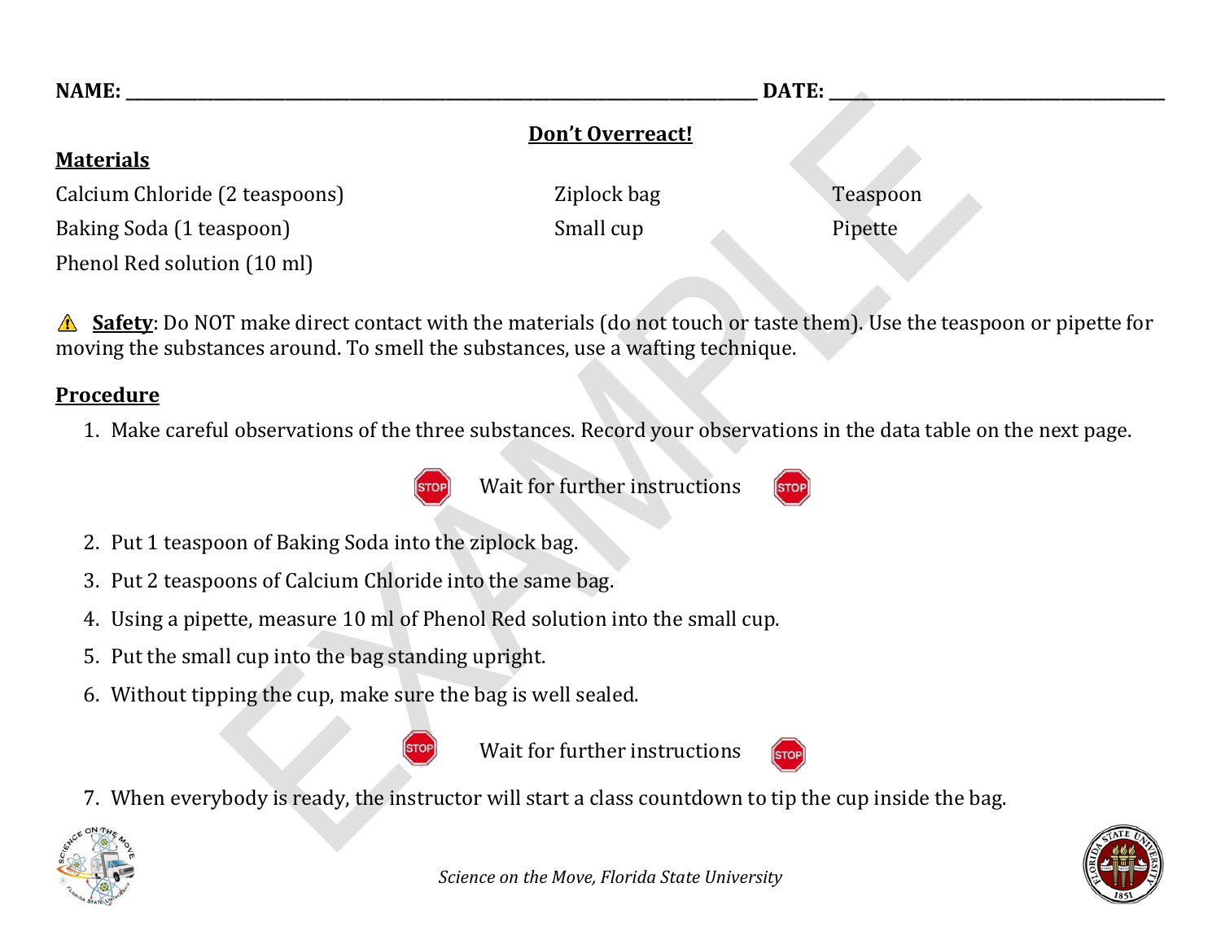NAME: ______________________________ DATE: ____________________

## Don't Overreact!

### Materials

Calcium Chloride (2 teaspoons)
Baking Soda (1 teaspoon)
Phenol Red solution (10 ml)

Ziplock bag
Small cup

Teaspoon
Pipette

⚠ **Safety**: Do NOT make direct contact with the materials (do not touch or taste them). Use the teaspoon or pipette for moving the substances around. To smell the substances, use a wafting technique.

### Procedure

1. Make careful observations of the three substances. Record your observations in the data table on the next page.

STOP Wait for further instructions STOP

2. Put 1 teaspoon of Baking Soda into the ziplock bag.
3. Put 2 teaspoons of Calcium Chloride into the same bag.
4. Using a pipette, measure 10 ml of Phenol Red solution into the small cup.
5. Put the small cup into the bag standing upright.
6. Without tipping the cup, make sure the bag is well sealed.

STOP Wait for further instructions STOP

7. When everybody is ready, the instructor will start a class countdown to tip the cup inside the bag.

*Science on the Move, Florida State University*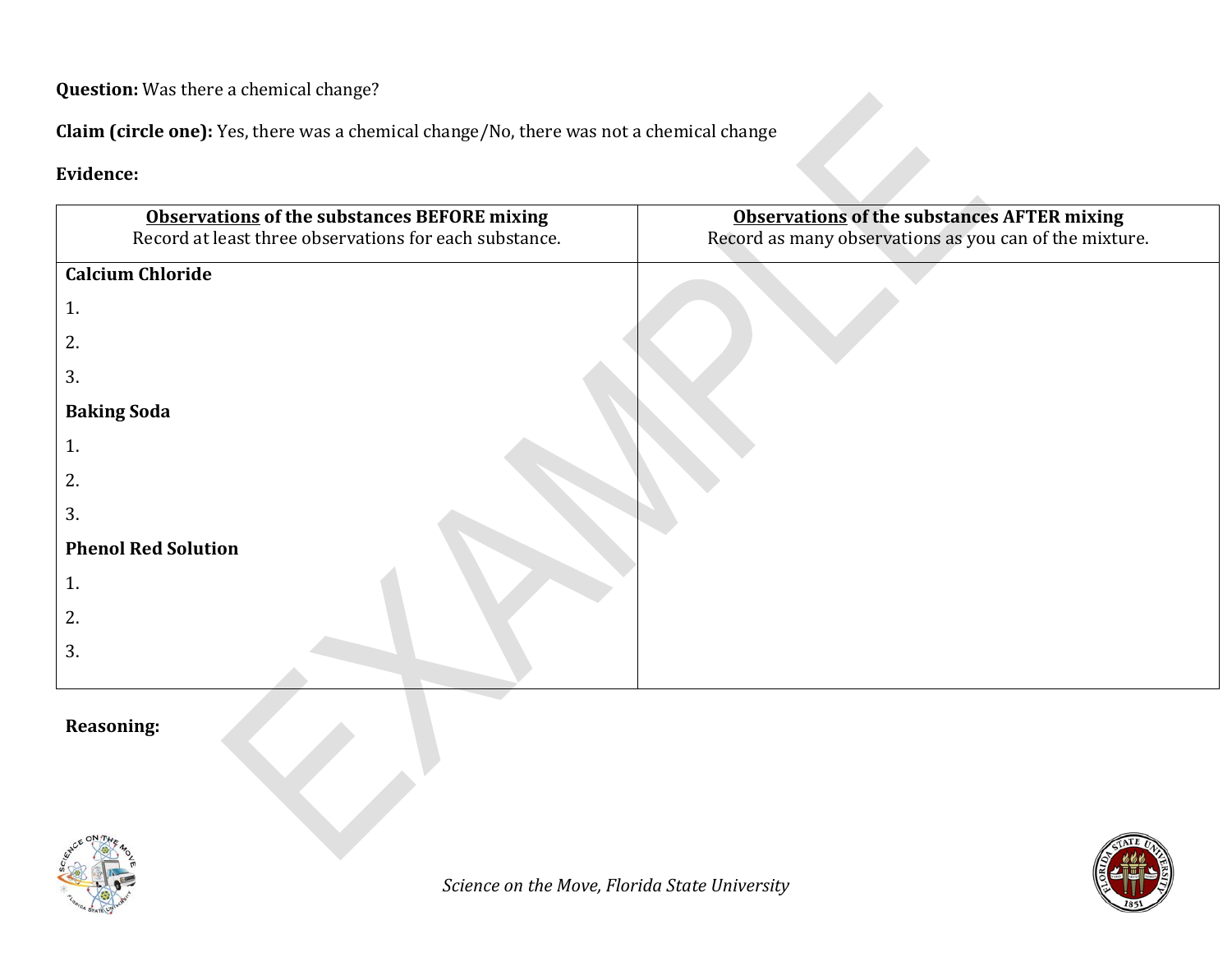**Question:** Was there a chemical change?

**Claim (circle one):** Yes, there was a chemical change/No, there was not a chemical change

**Evidence:**

| <u>Observations</u> of the substances BEFORE mixing<br>Record at least three observations for each substance. | <u>Observations</u> of the substances AFTER mixing<br>Record as many observations as you can of the mixture. |
|---|---|
| **Calcium Chloride**<br>1.<br>2.<br>3.<br>**Baking Soda**<br>1.<br>2.<br>3.<br>**Phenol Red Solution**<br>1.<br>2.<br>3. | |

**Reasoning:**

*Science on the Move, Florida State University*